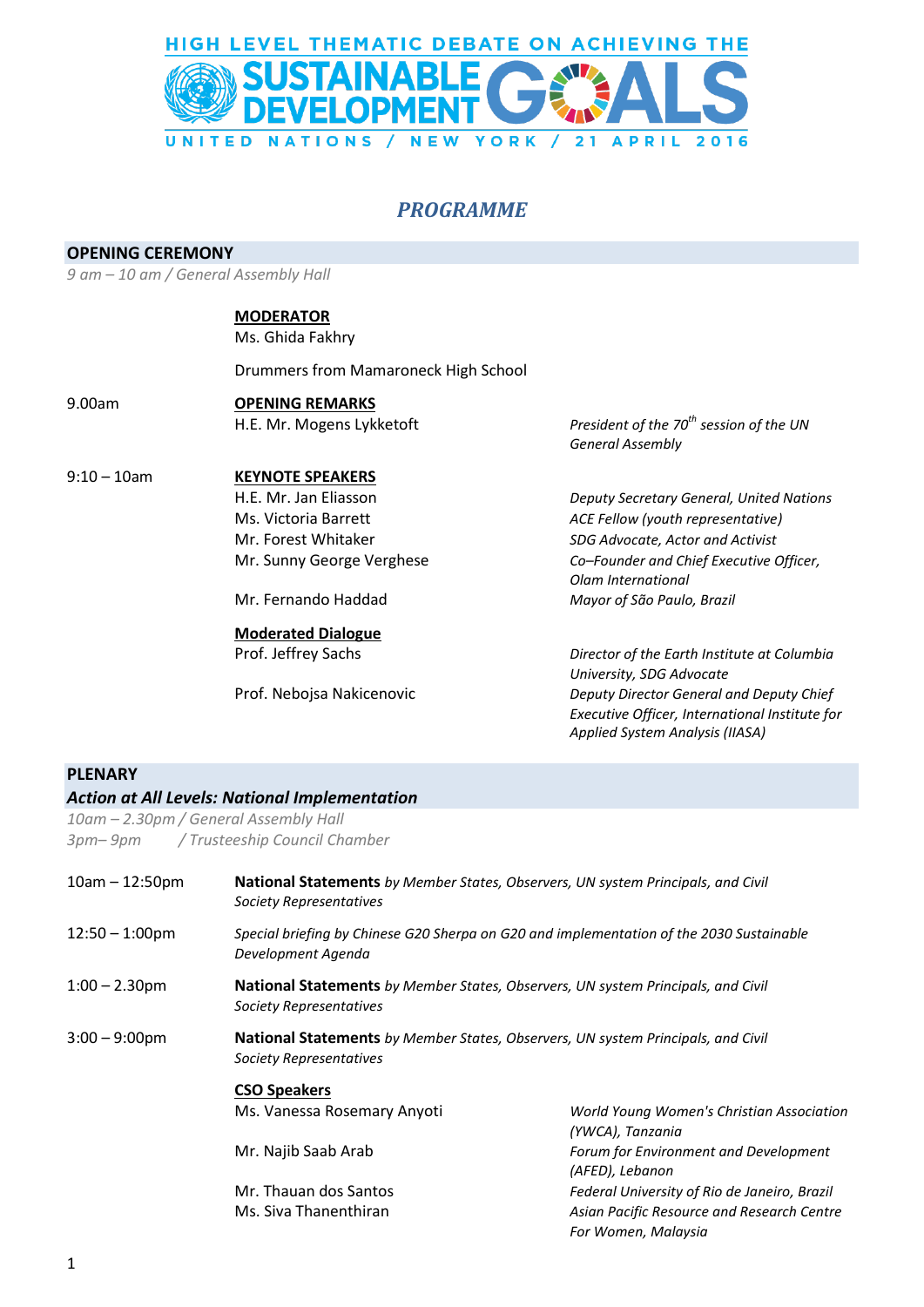# HIGH LEVEL THEMATIC DEBATE ON ACHIEVING THE SUSTAINABLE DEVELOPMENT GOALS

UNITED NATIONS / NEW YORK / 21 APRIL 2016

## *PROGRAMME*

### OPENING CEREMONY

*9 am – 10 am / General Assembly Hall*

**MODERATOR**
Ms. Ghida Fakhry

Drummers from Mamaroneck High School

| Time | Session | Speaker | Title |
|---|---|---|---|
| 9.00am | **OPENING REMARKS** | H.E. Mr. Mogens Lykketoft | *President of the 70th session of the UN General Assembly* |
| 9:10 – 10am | **KEYNOTE SPEAKERS** | H.E. Mr. Jan Eliasson | *Deputy Secretary General, United Nations* |
| | | Ms. Victoria Barrett | *ACE Fellow (youth representative)* |
| | | Mr. Forest Whitaker | *SDG Advocate, Actor and Activist* |
| | | Mr. Sunny George Verghese | *Co–Founder and Chief Executive Officer, Olam International* |
| | | Mr. Fernando Haddad | *Mayor of São Paulo, Brazil* |
| | **Moderated Dialogue** | Prof. Jeffrey Sachs | *Director of the Earth Institute at Columbia University, SDG Advocate* |
| | | Prof. Nebojsa Nakicenovic | *Deputy Director General and Deputy Chief Executive Officer, International Institute for Applied System Analysis (IIASA)* |

### PLENARY

***Action at All Levels: National Implementation***

*10am – 2.30pm / General Assembly Hall*
*3pm– 9pm / Trusteeship Council Chamber*

| Time | Session |
|---|---|
| 10am – 12:50pm | **National Statements** *by Member States, Observers, UN system Principals, and Civil Society Representatives* |
| 12:50 – 1:00pm | *Special briefing by Chinese G20 Sherpa on G20 and implementation of the 2030 Sustainable Development Agenda* |
| 1:00 – 2.30pm | **National Statements** *by Member States, Observers, UN system Principals, and Civil Society Representatives* |
| 3:00 – 9:00pm | **National Statements** *by Member States, Observers, UN system Principals, and Civil Society Representatives* |

**CSO Speakers**

| Speaker | Organization |
|---|---|
| Ms. Vanessa Rosemary Anyoti | *World Young Women's Christian Association (YWCA), Tanzania* |
| Mr. Najib Saab Arab | *Forum for Environment and Development (AFED), Lebanon* |
| Mr. Thauan dos Santos | *Federal University of Rio de Janeiro, Brazil* |
| Ms. Siva Thanenthiran | *Asian Pacific Resource and Research Centre For Women, Malaysia* |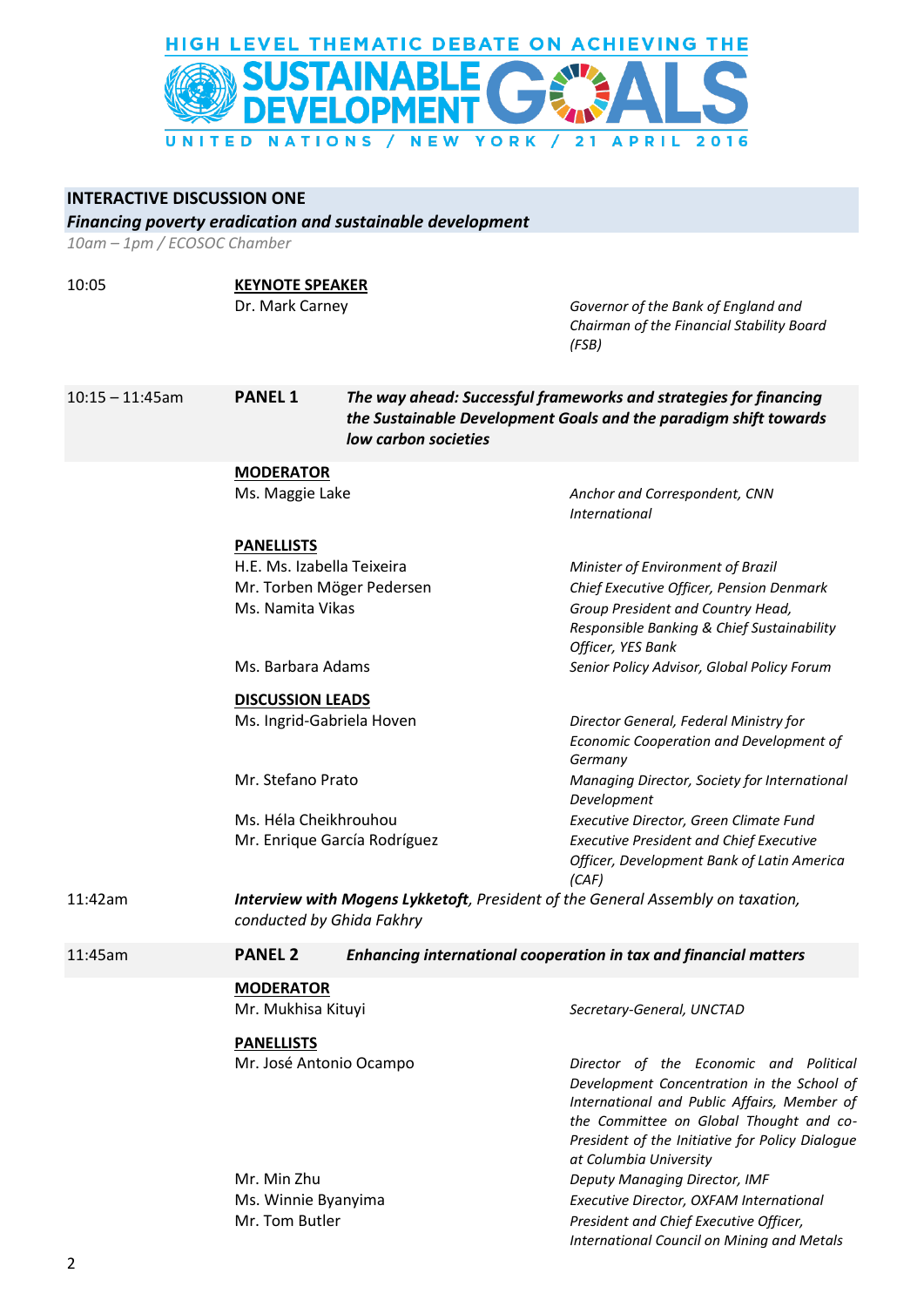HIGH LEVEL THEMATIC DEBATE ON ACHIEVING THE SUSTAINABLE DEVELOPMENT GOALS

UNITED NATIONS / NEW YORK / 21 APRIL 2016

## INTERACTIVE DISCUSSION ONE

***Financing poverty eradication and sustainable development***

*10am – 1pm / ECOSOC Chamber*

**10:05**

**KEYNOTE SPEAKER**

Dr. Mark Carney — *Governor of the Bank of England and Chairman of the Financial Stability Board (FSB)*

**10:15 – 11:45am**

**PANEL 1** ***The way ahead: Successful frameworks and strategies for financing the Sustainable Development Goals and the paradigm shift towards low carbon societies***

**MODERATOR**

Ms. Maggie Lake — *Anchor and Correspondent, CNN International*

**PANELLISTS**

H.E. Ms. Izabella Teixeira — *Minister of Environment of Brazil*

Mr. Torben Möger Pedersen — *Chief Executive Officer, Pension Denmark*

Ms. Namita Vikas — *Group President and Country Head, Responsible Banking & Chief Sustainability Officer, YES Bank*

Ms. Barbara Adams — *Senior Policy Advisor, Global Policy Forum*

**DISCUSSION LEADS**

Ms. Ingrid-Gabriela Hoven — *Director General, Federal Ministry for Economic Cooperation and Development of Germany*

Mr. Stefano Prato — *Managing Director, Society for International Development*

Ms. Héla Cheikhrouhou — *Executive Director, Green Climate Fund*

Mr. Enrique García Rodríguez — *Executive President and Chief Executive Officer, Development Bank of Latin America (CAF)*

**11:42am**

***Interview with Mogens Lykketoft**, President of the General Assembly on taxation, conducted by Ghida Fakhry*

**11:45am**

**PANEL 2** ***Enhancing international cooperation in tax and financial matters***

**MODERATOR**

Mr. Mukhisa Kituyi — *Secretary-General, UNCTAD*

**PANELLISTS**

Mr. José Antonio Ocampo — *Director of the Economic and Political Development Concentration in the School of International and Public Affairs, Member of the Committee on Global Thought and co-President of the Initiative for Policy Dialogue at Columbia University*

Mr. Min Zhu — *Deputy Managing Director, IMF*

Ms. Winnie Byanyima — *Executive Director, OXFAM International*

Mr. Tom Butler — *President and Chief Executive Officer, International Council on Mining and Metals*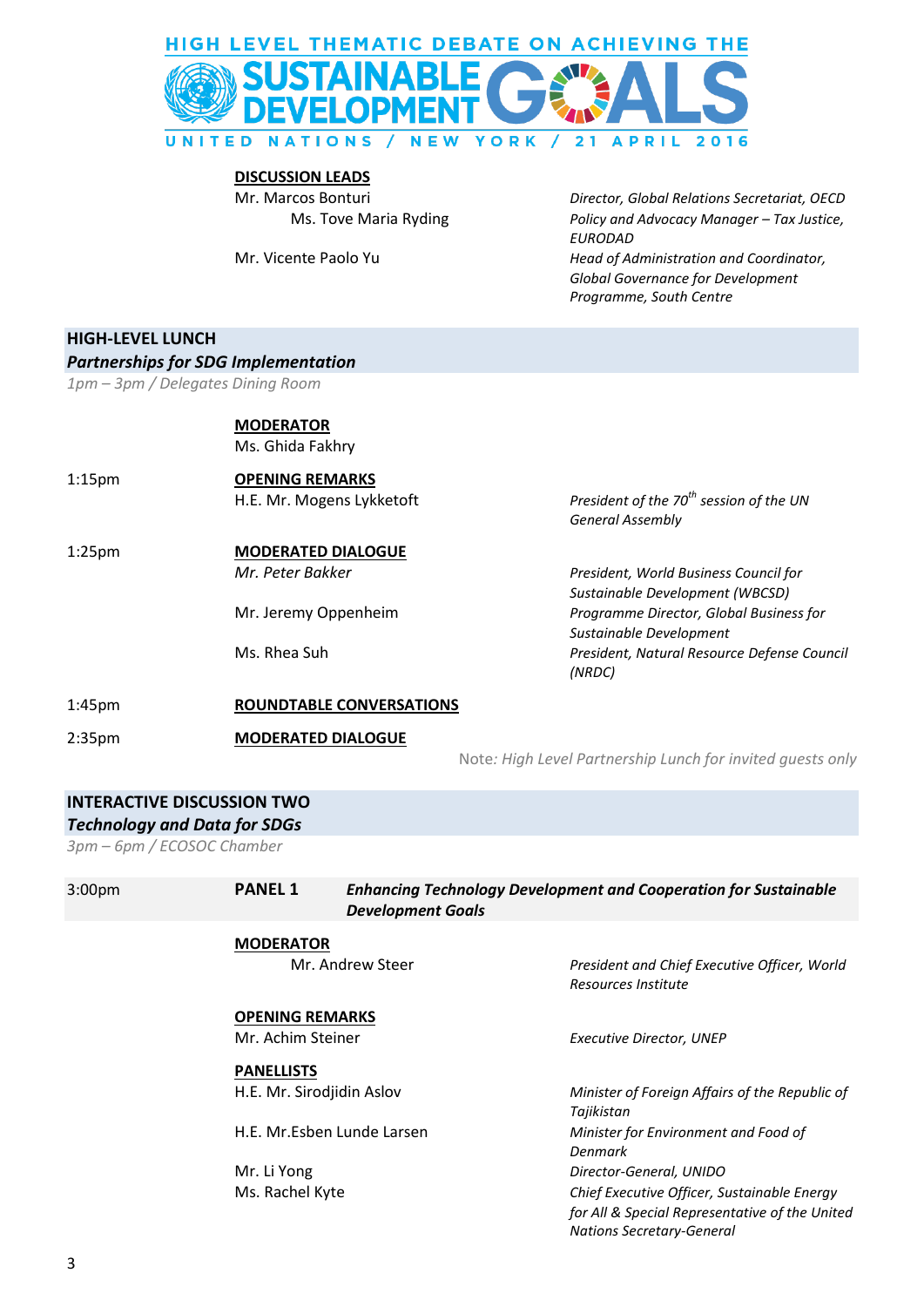# HIGH LEVEL THEMATIC DEBATE ON ACHIEVING THE SUSTAINABLE DEVELOPMENT GOALS

UNITED NATIONS / NEW YORK / 21 APRIL 2016

**DISCUSSION LEADS**

| | |
|---|---|
| Mr. Marcos Bonturi | *Director, Global Relations Secretariat, OECD* |
| Ms. Tove Maria Ryding | *Policy and Advocacy Manager – Tax Justice, EURODAD* |
| Mr. Vicente Paolo Yu | *Head of Administration and Coordinator, Global Governance for Development Programme, South Centre* |

## HIGH-LEVEL LUNCH

### *Partnerships for SDG Implementation*

*1pm – 3pm / Delegates Dining Room*

**MODERATOR**

Ms. Ghida Fakhry

1:15pm **OPENING REMARKS**

| | |
|---|---|
| H.E. Mr. Mogens Lykketoft | *President of the 70th session of the UN General Assembly* |

1:25pm **MODERATED DIALOGUE**

| | |
|---|---|
| *Mr. Peter Bakker* | *President, World Business Council for Sustainable Development (WBCSD)* |
| Mr. Jeremy Oppenheim | *Programme Director, Global Business for Sustainable Development* |
| Ms. Rhea Suh | *President, Natural Resource Defense Council (NRDC)* |

1:45pm **ROUNDTABLE CONVERSATIONS**

2:35pm **MODERATED DIALOGUE**

Note*: High Level Partnership Lunch for invited guests only*

## INTERACTIVE DISCUSSION TWO

### *Technology and Data for SDGs*

*3pm – 6pm / ECOSOC Chamber*

3:00pm **PANEL 1** ***Enhancing Technology Development and Cooperation for Sustainable Development Goals***

**MODERATOR**

| | |
|---|---|
| Mr. Andrew Steer | *President and Chief Executive Officer, World Resources Institute* |

**OPENING REMARKS**

| | |
|---|---|
| Mr. Achim Steiner | *Executive Director, UNEP* |

**PANELLISTS**

| | |
|---|---|
| H.E. Mr. Sirodjidin Aslov | *Minister of Foreign Affairs of the Republic of Tajikistan* |
| H.E. Mr.Esben Lunde Larsen | *Minister for Environment and Food of Denmark* |
| Mr. Li Yong | *Director-General, UNIDO* |
| Ms. Rachel Kyte | *Chief Executive Officer, Sustainable Energy for All & Special Representative of the United Nations Secretary-General* |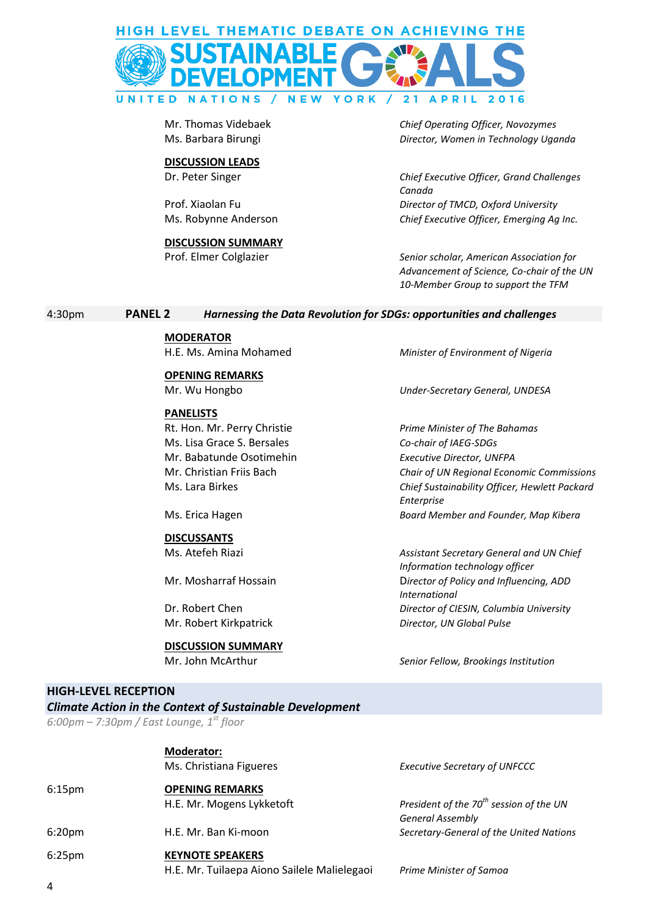| | | |
|---|---|---|
| | Mr. Thomas Videbaek | *Chief Operating Officer, Novozymes* |
| | Ms. Barbara Birungi | *Director, Women in Technology Uganda* |
| | **DISCUSSION LEADS** | |
| | Dr. Peter Singer | *Chief Executive Officer, Grand Challenges Canada* |
| | Prof. Xiaolan Fu | *Director of TMCD, Oxford University* |
| | Ms. Robynne Anderson | *Chief Executive Officer, Emerging Ag Inc.* |
| | **DISCUSSION SUMMARY** | |
| | Prof. Elmer Colglazier | *Senior scholar, American Association for Advancement of Science, Co-chair of the UN 10-Member Group to support the TFM* |

**4:30pm PANEL 2** ***Harnessing the Data Revolution for SDGs: opportunities and challenges***

| | | |
|---|---|---|
| | **MODERATOR** | |
| | H.E. Ms. Amina Mohamed | *Minister of Environment of Nigeria* |
| | **OPENING REMARKS** | |
| | Mr. Wu Hongbo | *Under-Secretary General, UNDESA* |
| | **PANELISTS** | |
| | Rt. Hon. Mr. Perry Christie | *Prime Minister of The Bahamas* |
| | Ms. Lisa Grace S. Bersales | *Co-chair of IAEG-SDGs* |
| | Mr. Babatunde Osotimehin | *Executive Director, UNFPA* |
| | Mr. Christian Friis Bach | *Chair of UN Regional Economic Commissions* |
| | Ms. Lara Birkes | *Chief Sustainability Officer, Hewlett Packard Enterprise* |
| | Ms. Erica Hagen | *Board Member and Founder, Map Kibera* |
| | **DISCUSSANTS** | |
| | Ms. Atefeh Riazi | *Assistant Secretary General and UN Chief Information technology officer* |
| | Mr. Mosharraf Hossain | Director of Policy and Influencing, ADD *International* |
| | Dr. Robert Chen | *Director of CIESIN, Columbia University* |
| | Mr. Robert Kirkpatrick | *Director, UN Global Pulse* |
| | **DISCUSSION SUMMARY** | |
| | Mr. John McArthur | *Senior Fellow, Brookings Institution* |

## HIGH-LEVEL RECEPTION

***Climate Action in the Context of Sustainable Development***

*6:00pm – 7:30pm / East Lounge, 1st floor*

| | | |
|---|---|---|
| | **Moderator:** | |
| | Ms. Christiana Figueres | *Executive Secretary of UNFCCC* |
| 6:15pm | **OPENING REMARKS** | |
| | H.E. Mr. Mogens Lykketoft | *President of the 70th session of the UN General Assembly* |
| 6:20pm | H.E. Mr. Ban Ki-moon | *Secretary-General of the United Nations* |
| 6:25pm | **KEYNOTE SPEAKERS** | |
| | H.E. Mr. Tuilaepa Aiono Sailele Malielegaoi | *Prime Minister of Samoa* |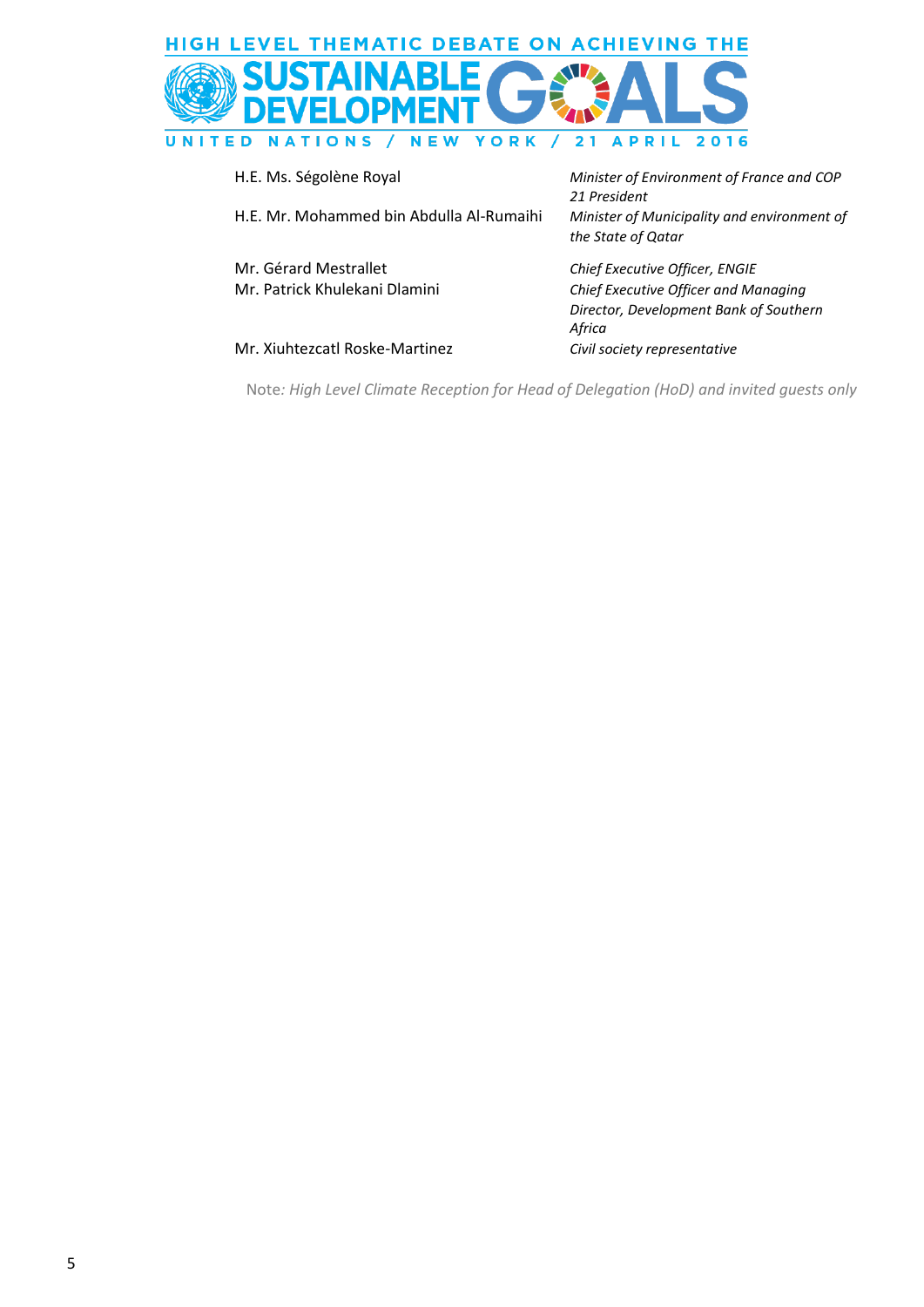| | |
|---|---|
| H.E. Ms. Ségolène Royal | *Minister of Environment of France and COP 21 President* |
| H.E. Mr. Mohammed bin Abdulla Al-Rumaihi | *Minister of Municipality and environment of the State of Qatar* |
| Mr. Gérard Mestrallet | *Chief Executive Officer, ENGIE* |
| Mr. Patrick Khulekani Dlamini | *Chief Executive Officer and Managing Director, Development Bank of Southern Africa* |
| Mr. Xiuhtezcatl Roske-Martinez | *Civil society representative* |

Note*: High Level Climate Reception for Head of Delegation (HoD) and invited guests only*